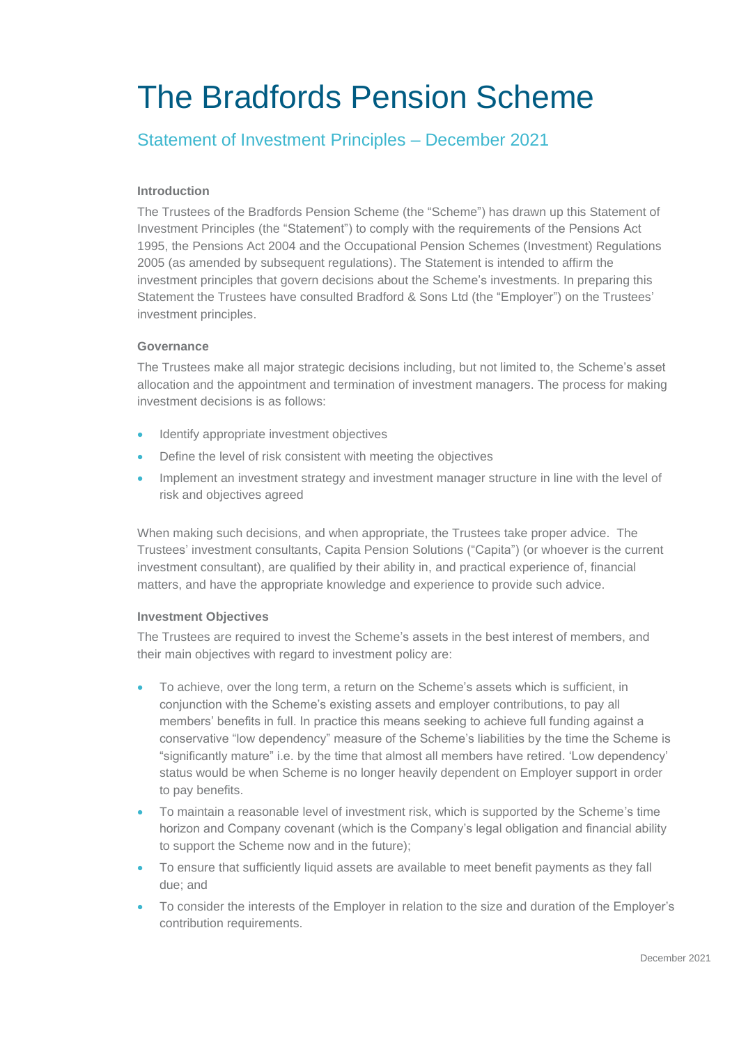# The Bradfords Pension Scheme

## Statement of Investment Principles – December 2021

### Introduction

The Trustees of the Bradfords Pension Scheme (the "Scheme") has drawn up this Statement of Investment Principles (the "Statement") to comply with the requirements of the Pensions Act 1995, the Pensions Act 2004 and the Occupational Pension Schemes (Investment) Regulations 2005 (as amended by subsequent regulations). The Statement is intended to affirm the investment principles that govern decisions about the Scheme's investments. In preparing this Statement the Trustees have consulted Bradford & Sons Ltd (the "Employer") on the Trustees' investment principles.

### Governance

The Trustees make all major strategic decisions including, but not limited to, the Scheme's asset allocation and the appointment and termination of investment managers. The process for making investment decisions is as follows:

- Identify appropriate investment objectives
- Define the level of risk consistent with meeting the objectives
- Implement an investment strategy and investment manager structure in line with the level of risk and objectives agreed

When making such decisions, and when appropriate, the Trustees take proper advice. The Trustees' investment consultants, Capita Pension Solutions ("Capita") (or whoever is the current investment consultant), are qualified by their ability in, and practical experience of, financial matters, and have the appropriate knowledge and experience to provide such advice.

### Investment Objectives

The Trustees are required to invest the Scheme's assets in the best interest of members, and their main objectives with regard to investment policy are:

- To achieve, over the long term, a return on the Scheme's assets which is sufficient, in conjunction with the Scheme's existing assets and employer contributions, to pay all members' benefits in full. In practice this means seeking to achieve full funding against a conservative "low dependency" measure of the Scheme's liabilities by the time the Scheme is "significantly mature" i.e. by the time that almost all members have retired. 'Low dependency' status would be when Scheme is no longer heavily dependent on Employer support in order to pay benefits.
- To maintain a reasonable level of investment risk, which is supported by the Scheme's time horizon and Company covenant (which is the Company's legal obligation and financial ability to support the Scheme now and in the future);
- To ensure that sufficiently liquid assets are available to meet benefit payments as they fall due; and
- To consider the interests of the Employer in relation to the size and duration of the Employer's contribution requirements.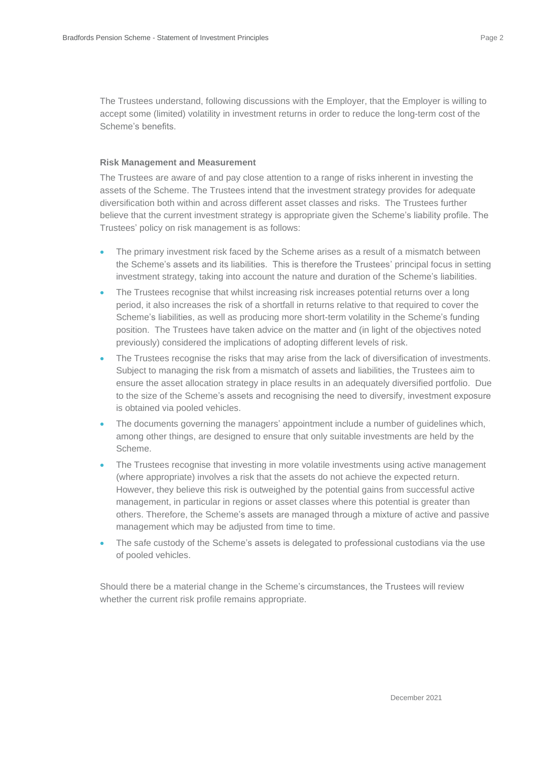The Trustees understand, following discussions with the Employer, that the Employer is willing to accept some (limited) volatility in investment returns in order to reduce the long-term cost of the Scheme's benefits.

### Risk Management and Measurement

The Trustees are aware of and pay close attention to a range of risks inherent in investing the assets of the Scheme. The Trustees intend that the investment strategy provides for adequate diversification both within and across different asset classes and risks. The Trustees further believe that the current investment strategy is appropriate given the Scheme's liability profile. The Trustees' policy on risk management is as follows:

- The primary investment risk faced by the Scheme arises as a result of a mismatch between the Scheme's assets and its liabilities. This is therefore the Trustees' principal focus in setting investment strategy, taking into account the nature and duration of the Scheme's liabilities.
- The Trustees recognise that whilst increasing risk increases potential returns over a long period, it also increases the risk of a shortfall in returns relative to that required to cover the Scheme's liabilities, as well as producing more short-term volatility in the Scheme's funding position. The Trustees have taken advice on the matter and (in light of the objectives noted previously) considered the implications of adopting different levels of risk.
- The Trustees recognise the risks that may arise from the lack of diversification of investments. Subject to managing the risk from a mismatch of assets and liabilities, the Trustees aim to ensure the asset allocation strategy in place results in an adequately diversified portfolio. Due to the size of the Scheme's assets and recognising the need to diversify, investment exposure is obtained via pooled vehicles.
- The documents governing the managers' appointment include a number of guidelines which, among other things, are designed to ensure that only suitable investments are held by the Scheme.
- The Trustees recognise that investing in more volatile investments using active management (where appropriate) involves a risk that the assets do not achieve the expected return. However, they believe this risk is outweighed by the potential gains from successful active management, in particular in regions or asset classes where this potential is greater than others. Therefore, the Scheme's assets are managed through a mixture of active and passive management which may be adjusted from time to time.
- The safe custody of the Scheme's assets is delegated to professional custodians via the use of pooled vehicles.

Should there be a material change in the Scheme's circumstances, the Trustees will review whether the current risk profile remains appropriate.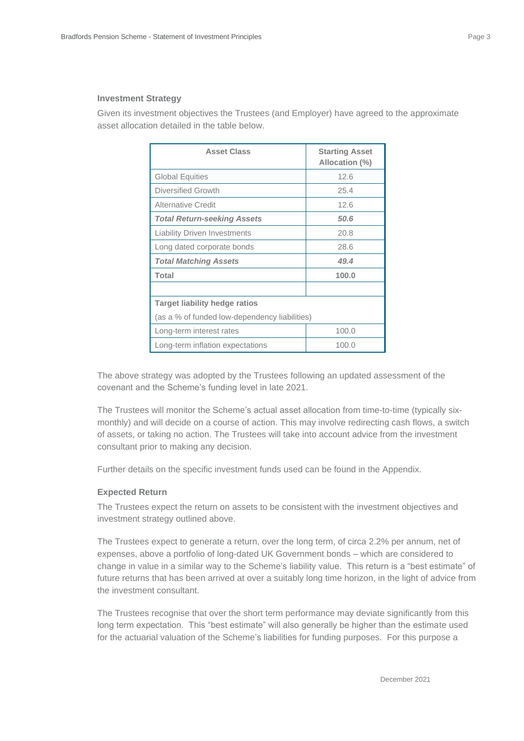### Investment Strategy

Given its investment objectives the Trustees (and Employer) have agreed to the approximate asset allocation detailed in the table below.

| Asset Class | Starting Asset Allocation (%) |
|---|---|
| Global Equities | 12.6 |
| Diversified Growth | 25.4 |
| Alternative Credit | 12.6 |
| ***Total Return-seeking Assets*** | ***50.6*** |
| Liability Driven Investments | 20.8 |
| Long dated corporate bonds | 28.6 |
| ***Total Matching Assets*** | ***49.4*** |
| **Total** | **100.0** |
| | |
| **Target liability hedge ratios** (as a % of funded low-dependency liabilities) | |
| Long-term interest rates | 100.0 |
| Long-term inflation expectations | 100.0 |

The above strategy was adopted by the Trustees following an updated assessment of the covenant and the Scheme's funding level in late 2021.

The Trustees will monitor the Scheme's actual asset allocation from time-to-time (typically six-monthly) and will decide on a course of action. This may involve redirecting cash flows, a switch of assets, or taking no action. The Trustees will take into account advice from the investment consultant prior to making any decision.

Further details on the specific investment funds used can be found in the Appendix.

### Expected Return

The Trustees expect the return on assets to be consistent with the investment objectives and investment strategy outlined above.

The Trustees expect to generate a return, over the long term, of circa 2.2% per annum, net of expenses, above a portfolio of long-dated UK Government bonds – which are considered to change in value in a similar way to the Scheme's liability value. This return is a "best estimate" of future returns that has been arrived at over a suitably long time horizon, in the light of advice from the investment consultant.

The Trustees recognise that over the short term performance may deviate significantly from this long term expectation. This "best estimate" will also generally be higher than the estimate used for the actuarial valuation of the Scheme's liabilities for funding purposes. For this purpose a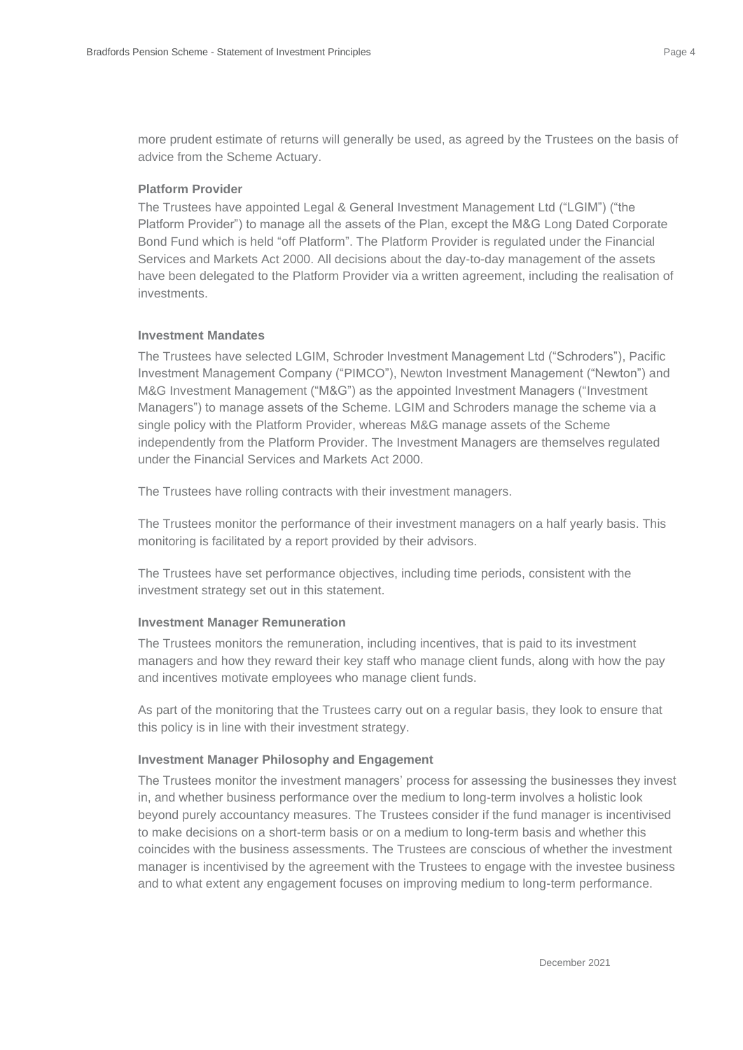more prudent estimate of returns will generally be used, as agreed by the Trustees on the basis of advice from the Scheme Actuary.

### Platform Provider

The Trustees have appointed Legal & General Investment Management Ltd ("LGIM") ("the Platform Provider") to manage all the assets of the Plan, except the M&G Long Dated Corporate Bond Fund which is held "off Platform". The Platform Provider is regulated under the Financial Services and Markets Act 2000. All decisions about the day-to-day management of the assets have been delegated to the Platform Provider via a written agreement, including the realisation of investments.

### Investment Mandates

The Trustees have selected LGIM, Schroder Investment Management Ltd ("Schroders"), Pacific Investment Management Company ("PIMCO"), Newton Investment Management ("Newton") and M&G Investment Management ("M&G") as the appointed Investment Managers ("Investment Managers") to manage assets of the Scheme. LGIM and Schroders manage the scheme via a single policy with the Platform Provider, whereas M&G manage assets of the Scheme independently from the Platform Provider. The Investment Managers are themselves regulated under the Financial Services and Markets Act 2000.

The Trustees have rolling contracts with their investment managers.

The Trustees monitor the performance of their investment managers on a half yearly basis. This monitoring is facilitated by a report provided by their advisors.

The Trustees have set performance objectives, including time periods, consistent with the investment strategy set out in this statement.

### Investment Manager Remuneration

The Trustees monitors the remuneration, including incentives, that is paid to its investment managers and how they reward their key staff who manage client funds, along with how the pay and incentives motivate employees who manage client funds.

As part of the monitoring that the Trustees carry out on a regular basis, they look to ensure that this policy is in line with their investment strategy.

### Investment Manager Philosophy and Engagement

The Trustees monitor the investment managers' process for assessing the businesses they invest in, and whether business performance over the medium to long-term involves a holistic look beyond purely accountancy measures. The Trustees consider if the fund manager is incentivised to make decisions on a short-term basis or on a medium to long-term basis and whether this coincides with the business assessments. The Trustees are conscious of whether the investment manager is incentivised by the agreement with the Trustees to engage with the investee business and to what extent any engagement focuses on improving medium to long-term performance.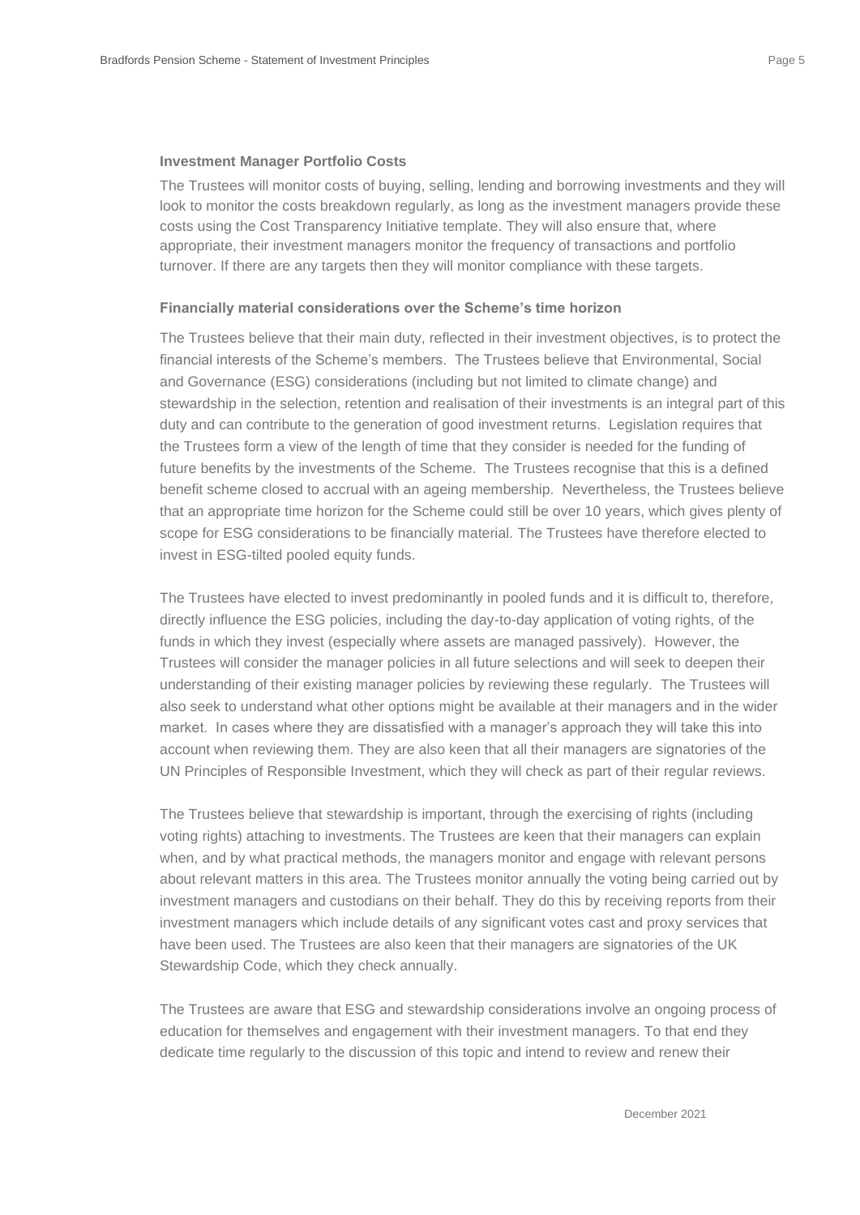**Investment Manager Portfolio Costs**

The Trustees will monitor costs of buying, selling, lending and borrowing investments and they will look to monitor the costs breakdown regularly, as long as the investment managers provide these costs using the Cost Transparency Initiative template. They will also ensure that, where appropriate, their investment managers monitor the frequency of transactions and portfolio turnover. If there are any targets then they will monitor compliance with these targets.

**Financially material considerations over the Scheme's time horizon**

The Trustees believe that their main duty, reflected in their investment objectives, is to protect the financial interests of the Scheme's members. The Trustees believe that Environmental, Social and Governance (ESG) considerations (including but not limited to climate change) and stewardship in the selection, retention and realisation of their investments is an integral part of this duty and can contribute to the generation of good investment returns. Legislation requires that the Trustees form a view of the length of time that they consider is needed for the funding of future benefits by the investments of the Scheme. The Trustees recognise that this is a defined benefit scheme closed to accrual with an ageing membership. Nevertheless, the Trustees believe that an appropriate time horizon for the Scheme could still be over 10 years, which gives plenty of scope for ESG considerations to be financially material. The Trustees have therefore elected to invest in ESG-tilted pooled equity funds.

The Trustees have elected to invest predominantly in pooled funds and it is difficult to, therefore, directly influence the ESG policies, including the day-to-day application of voting rights, of the funds in which they invest (especially where assets are managed passively). However, the Trustees will consider the manager policies in all future selections and will seek to deepen their understanding of their existing manager policies by reviewing these regularly. The Trustees will also seek to understand what other options might be available at their managers and in the wider market. In cases where they are dissatisfied with a manager's approach they will take this into account when reviewing them. They are also keen that all their managers are signatories of the UN Principles of Responsible Investment, which they will check as part of their regular reviews.

The Trustees believe that stewardship is important, through the exercising of rights (including voting rights) attaching to investments. The Trustees are keen that their managers can explain when, and by what practical methods, the managers monitor and engage with relevant persons about relevant matters in this area. The Trustees monitor annually the voting being carried out by investment managers and custodians on their behalf. They do this by receiving reports from their investment managers which include details of any significant votes cast and proxy services that have been used. The Trustees are also keen that their managers are signatories of the UK Stewardship Code, which they check annually.

The Trustees are aware that ESG and stewardship considerations involve an ongoing process of education for themselves and engagement with their investment managers. To that end they dedicate time regularly to the discussion of this topic and intend to review and renew their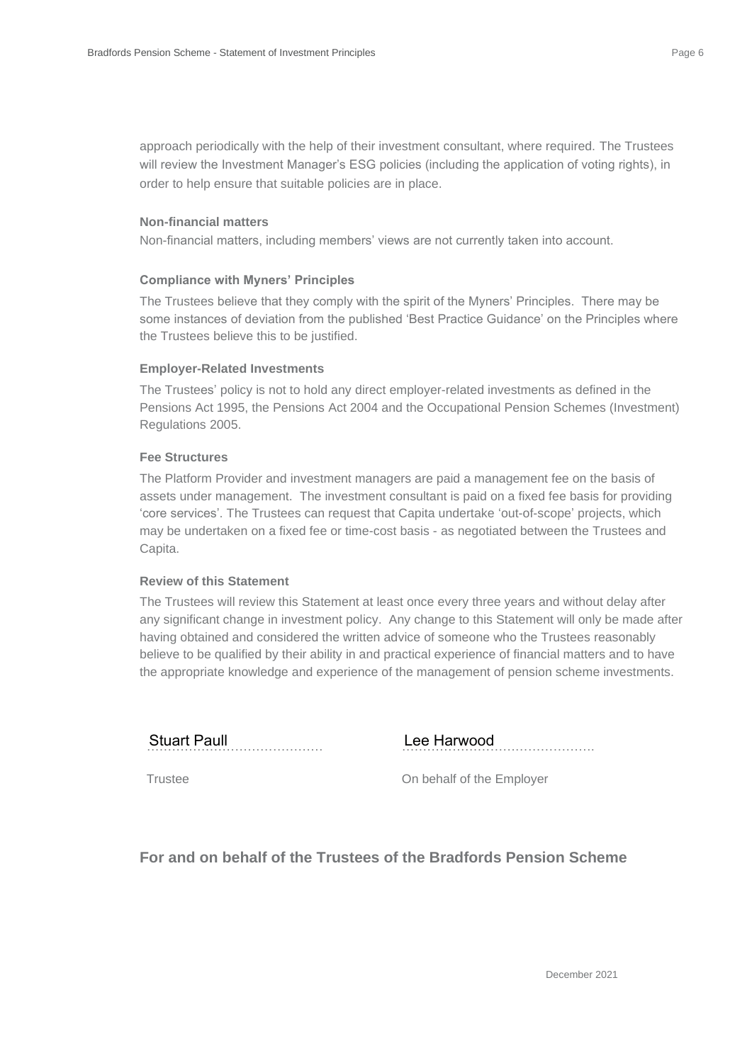approach periodically with the help of their investment consultant, where required. The Trustees will review the Investment Manager's ESG policies (including the application of voting rights), in order to help ensure that suitable policies are in place.

#### Non-financial matters

Non-financial matters, including members' views are not currently taken into account.

#### Compliance with Myners' Principles

The Trustees believe that they comply with the spirit of the Myners' Principles. There may be some instances of deviation from the published 'Best Practice Guidance' on the Principles where the Trustees believe this to be justified.

#### Employer-Related Investments

The Trustees' policy is not to hold any direct employer-related investments as defined in the Pensions Act 1995, the Pensions Act 2004 and the Occupational Pension Schemes (Investment) Regulations 2005.

#### Fee Structures

The Platform Provider and investment managers are paid a management fee on the basis of assets under management. The investment consultant is paid on a fixed fee basis for providing 'core services'. The Trustees can request that Capita undertake 'out-of-scope' projects, which may be undertaken on a fixed fee or time-cost basis - as negotiated between the Trustees and Capita.

#### Review of this Statement

The Trustees will review this Statement at least once every three years and without delay after any significant change in investment policy. Any change to this Statement will only be made after having obtained and considered the written advice of someone who the Trustees reasonably believe to be qualified by their ability in and practical experience of financial matters and to have the appropriate knowledge and experience of the management of pension scheme investments.

Stuart Paull ……………………………………

Trustee

Lee Harwood ……………………………………

On behalf of the Employer

### For and on behalf of the Trustees of the Bradfords Pension Scheme

December 2021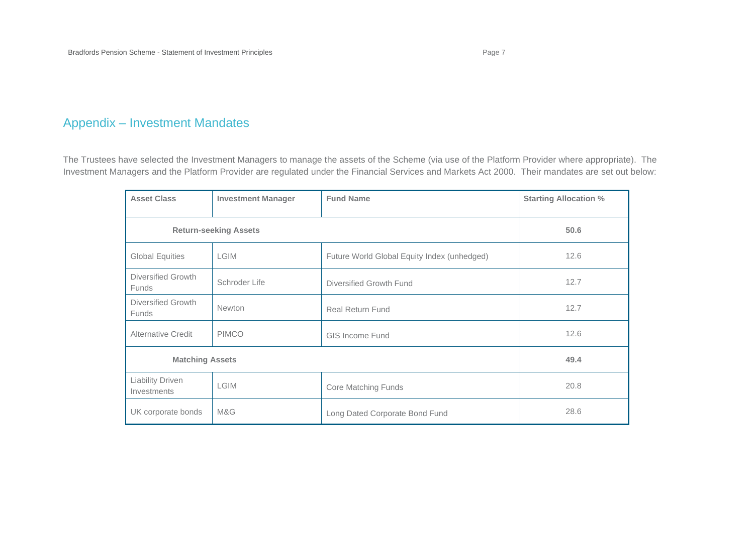## Appendix – Investment Mandates

The Trustees have selected the Investment Managers to manage the assets of the Scheme (via use of the Platform Provider where appropriate). The Investment Managers and the Platform Provider are regulated under the Financial Services and Markets Act 2000. Their mandates are set out below:

| Asset Class | Investment Manager | Fund Name | Starting Allocation % |
|---|---|---|---|
| **Return-seeking Assets** | | | **50.6** |
| Global Equities | LGIM | Future World Global Equity Index (unhedged) | 12.6 |
| Diversified Growth Funds | Schroder Life | Diversified Growth Fund | 12.7 |
| Diversified Growth Funds | Newton | Real Return Fund | 12.7 |
| Alternative Credit | PIMCO | GIS Income Fund | 12.6 |
| **Matching Assets** | | | **49.4** |
| Liability Driven Investments | LGIM | Core Matching Funds | 20.8 |
| UK corporate bonds | M&G | Long Dated Corporate Bond Fund | 28.6 |